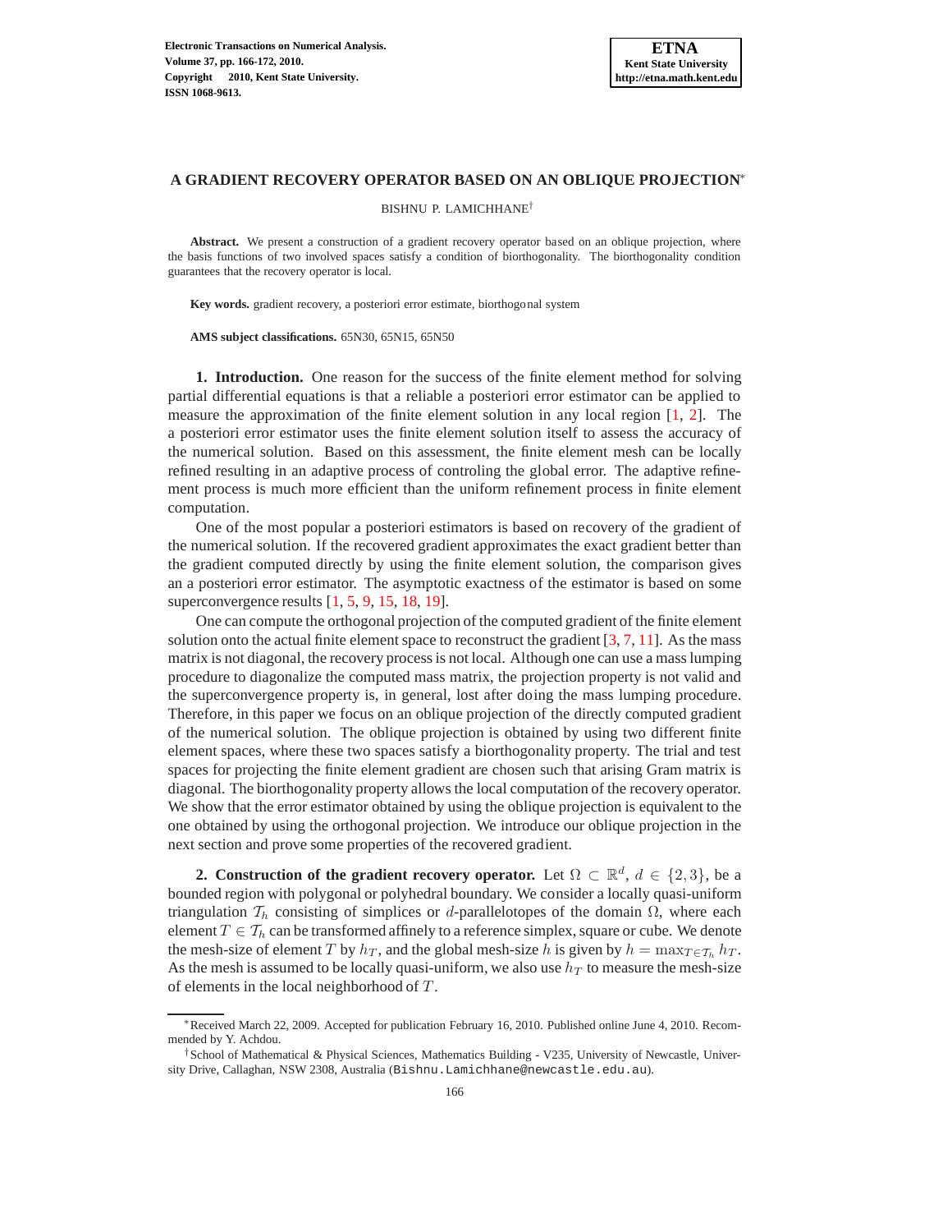# A GRADIENT RECOVERY OPERATOR BASED ON AN OBLIQUE PROJECTION*

BISHNU P. LAMICHHANE†

**Abstract.** We present a construction of a gradient recovery operator based on an oblique projection, where the basis functions of two involved spaces satisfy a condition of biorthogonality. The biorthogonality condition guarantees that the recovery operator is local.

**Key words.** gradient recovery, a posteriori error estimate, biorthogonal system

**AMS subject classifications.** 65N30, 65N15, 65N50

**1. Introduction.** One reason for the success of the finite element method for solving partial differential equations is that a reliable a posteriori error estimator can be applied to measure the approximation of the finite element solution in any local region [1, 2]. The a posteriori error estimator uses the finite element solution itself to assess the accuracy of the numerical solution. Based on this assessment, the finite element mesh can be locally refined resulting in an adaptive process of controling the global error. The adaptive refinement process is much more efficient than the uniform refinement process in finite element computation.

One of the most popular a posteriori estimators is based on recovery of the gradient of the numerical solution. If the recovered gradient approximates the exact gradient better than the gradient computed directly by using the finite element solution, the comparison gives an a posteriori error estimator. The asymptotic exactness of the estimator is based on some superconvergence results [1, 5, 9, 15, 18, 19].

One can compute the orthogonal projection of the computed gradient of the finite element solution onto the actual finite element space to reconstruct the gradient [3, 7, 11]. As the mass matrix is not diagonal, the recovery process is not local. Although one can use a mass lumping procedure to diagonalize the computed mass matrix, the projection property is not valid and the superconvergence property is, in general, lost after doing the mass lumping procedure. Therefore, in this paper we focus on an oblique projection of the directly computed gradient of the numerical solution. The oblique projection is obtained by using two different finite element spaces, where these two spaces satisfy a biorthogonality property. The trial and test spaces for projecting the finite element gradient are chosen such that arising Gram matrix is diagonal. The biorthogonality property allows the local computation of the recovery operator. We show that the error estimator obtained by using the oblique projection is equivalent to the one obtained by using the orthogonal projection. We introduce our oblique projection in the next section and prove some properties of the recovered gradient.

**2. Construction of the gradient recovery operator.** Let $\Omega \subset \mathbb{R}^d$, $d \in \{2, 3\}$, be a bounded region with polygonal or polyhedral boundary. We consider a locally quasi-uniform triangulation $\mathcal{T}_h$ consisting of simplices or $d$-parallelotopes of the domain $\Omega$, where each element $T \in \mathcal{T}_h$ can be transformed affinely to a reference simplex, square or cube. We denote the mesh-size of element $T$ by $h_T$, and the global mesh-size $h$ is given by $h = \max_{T \in \mathcal{T}_h} h_T$. As the mesh is assumed to be locally quasi-uniform, we also use $h_T$ to measure the mesh-size of elements in the local neighborhood of $T$.

---

*Received March 22, 2009. Accepted for publication February 16, 2010. Published online June 4, 2010. Recommended by Y. Achdou.

†School of Mathematical & Physical Sciences, Mathematics Building - V235, University of Newcastle, University Drive, Callaghan, NSW 2308, Australia (Bishnu.Lamichhane@newcastle.edu.au).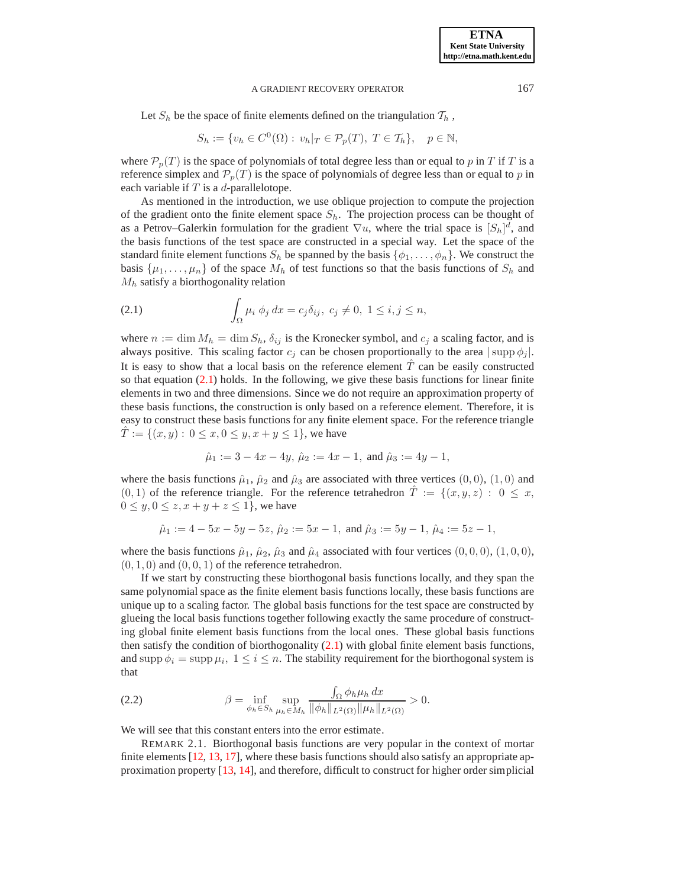Let $S_h$ be the space of finite elements defined on the triangulation $\mathcal{T}_h$ ,

$$S_h := \{v_h \in C^0(\Omega) : \; v_h|_T \in \mathcal{P}_p(T), \; T \in \mathcal{T}_h\}, \quad p \in \mathbb{N},$$

where $\mathcal{P}_p(T)$ is the space of polynomials of total degree less than or equal to $p$ in $T$ if $T$ is a reference simplex and $\mathcal{P}_p(T)$ is the space of polynomials of degree less than or equal to $p$ in each variable if $T$ is a $d$-parallelotope.

As mentioned in the introduction, we use oblique projection to compute the projection of the gradient onto the finite element space $S_h$. The projection process can be thought of as a Petrov–Galerkin formulation for the gradient $\nabla u$, where the trial space is $[S_h]^d$, and the basis functions of the test space are constructed in a special way. Let the space of the standard finite element functions $S_h$ be spanned by the basis $\{\phi_1, \ldots, \phi_n\}$. We construct the basis $\{\mu_1, \ldots, \mu_n\}$ of the space $M_h$ of test functions so that the basis functions of $S_h$ and $M_h$ satisfy a biorthogonality relation

$$\int_\Omega \mu_i \; \phi_j \, dx = c_j \delta_{ij}, \; c_j \neq 0, \; 1 \leq i, j \leq n, \tag{2.1}$$

where $n := \dim M_h = \dim S_h$, $\delta_{ij}$ is the Kronecker symbol, and $c_j$ a scaling factor, and is always positive. This scaling factor $c_j$ can be chosen proportionally to the area $|\operatorname{supp} \phi_j|$. It is easy to show that a local basis on the reference element $\hat{T}$ can be easily constructed so that equation (2.1) holds. In the following, we give these basis functions for linear finite elements in two and three dimensions. Since we do not require an approximation property of these basis functions, the construction is only based on a reference element. Therefore, it is easy to construct these basis functions for any finite element space. For the reference triangle $\hat{T} := \{(x, y) : \; 0 \leq x, 0 \leq y, x + y \leq 1\}$, we have

$$\hat{\mu}_1 := 3 - 4x - 4y, \; \hat{\mu}_2 := 4x - 1, \; \text{and} \; \hat{\mu}_3 := 4y - 1,$$

where the basis functions $\hat{\mu}_1$, $\hat{\mu}_2$ and $\hat{\mu}_3$ are associated with three vertices $(0, 0)$, $(1, 0)$ and $(0, 1)$ of the reference triangle. For the reference tetrahedron $\hat{T} := \{(x, y, z) : \; 0 \leq x, 0 \leq y, 0 \leq z, x + y + z \leq 1\}$, we have

$$\hat{\mu}_1 := 4 - 5x - 5y - 5z, \; \hat{\mu}_2 := 5x - 1, \; \text{and} \; \hat{\mu}_3 := 5y - 1, \; \hat{\mu}_4 := 5z - 1,$$

where the basis functions $\hat{\mu}_1$, $\hat{\mu}_2$, $\hat{\mu}_3$ and $\hat{\mu}_4$ associated with four vertices $(0, 0, 0)$, $(1, 0, 0)$, $(0, 1, 0)$ and $(0, 0, 1)$ of the reference tetrahedron.

If we start by constructing these biorthogonal basis functions locally, and they span the same polynomial space as the finite element basis functions locally, these basis functions are unique up to a scaling factor. The global basis functions for the test space are constructed by glueing the local basis functions together following exactly the same procedure of constructing global finite element basis functions from the local ones. These global basis functions then satisfy the condition of biorthogonality (2.1) with global finite element basis functions, and $\operatorname{supp} \phi_i = \operatorname{supp} \mu_i, \; 1 \leq i \leq n$. The stability requirement for the biorthogonal system is that

$$\beta = \inf_{\phi_h \in S_h} \sup_{\mu_h \in M_h} \frac{\int_\Omega \phi_h \mu_h \, dx}{\|\phi_h\|_{L^2(\Omega)} \|\mu_h\|_{L^2(\Omega)}} > 0. \tag{2.2}$$

We will see that this constant enters into the error estimate.

REMARK 2.1. Biorthogonal basis functions are very popular in the context of mortar finite elements [12, 13, 17], where these basis functions should also satisfy an appropriate approximation property [13, 14], and therefore, difficult to construct for higher order simplicial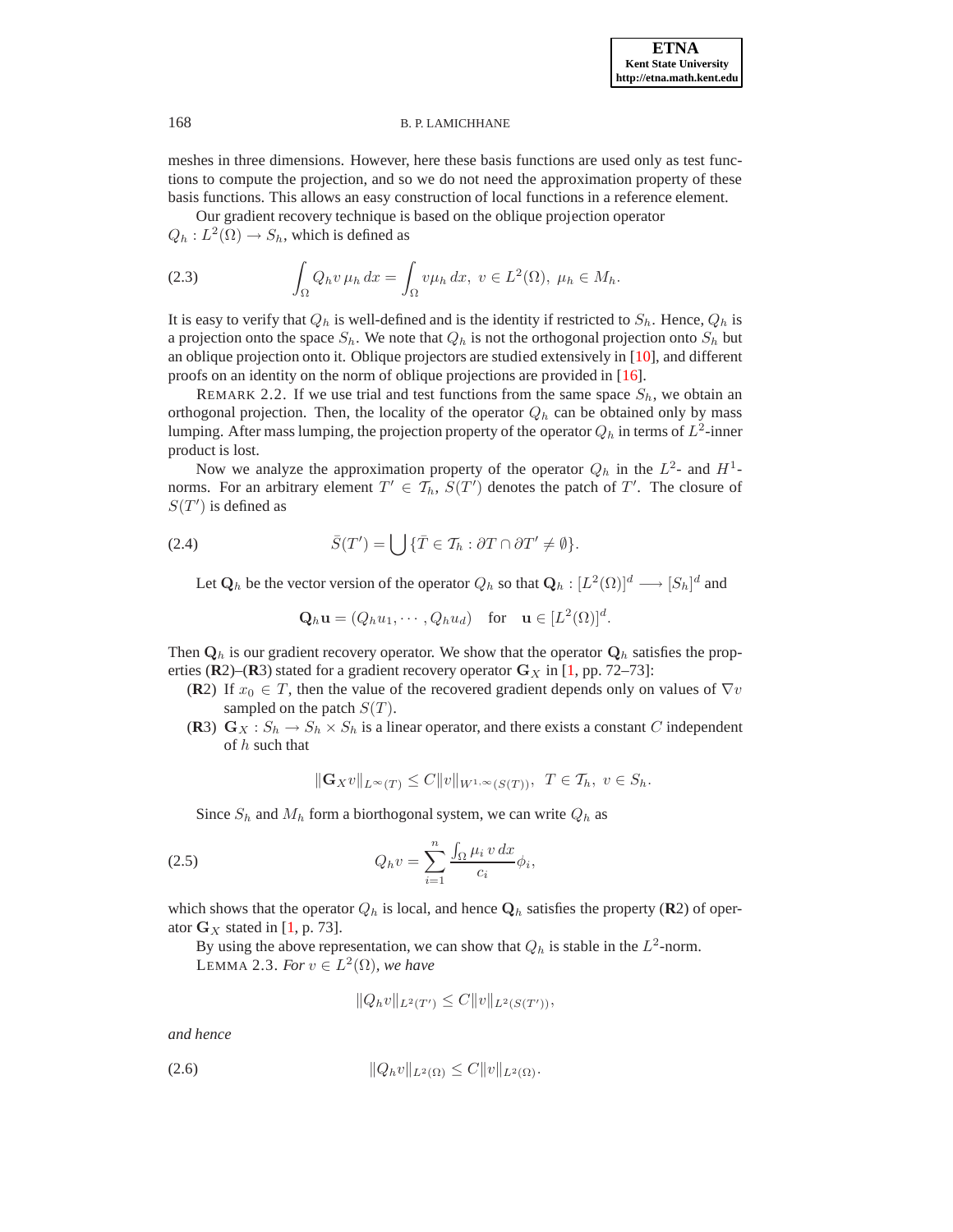meshes in three dimensions. However, here these basis functions are used only as test functions to compute the projection, and so we do not need the approximation property of these basis functions. This allows an easy construction of local functions in a reference element.

Our gradient recovery technique is based on the oblique projection operator $Q_h : L^2(\Omega) \to S_h$, which is defined as

$$\int_\Omega Q_h v \, \mu_h \, dx = \int_\Omega v \mu_h \, dx, \; v \in L^2(\Omega), \; \mu_h \in M_h. \tag{2.3}$$

It is easy to verify that $Q_h$ is well-defined and is the identity if restricted to $S_h$. Hence, $Q_h$ is a projection onto the space $S_h$. We note that $Q_h$ is not the orthogonal projection onto $S_h$ but an oblique projection onto it. Oblique projectors are studied extensively in [10], and different proofs on an identity on the norm of oblique projections are provided in [16].

REMARK 2.2. If we use trial and test functions from the same space $S_h$, we obtain an orthogonal projection. Then, the locality of the operator $Q_h$ can be obtained only by mass lumping. After mass lumping, the projection property of the operator $Q_h$ in terms of $L^2$-inner product is lost.

Now we analyze the approximation property of the operator $Q_h$ in the $L^2$- and $H^1$-norms. For an arbitrary element $T' \in \mathcal{T}_h$, $S(T')$ denotes the patch of $T'$. The closure of $S(T')$ is defined as

$$\bar{S}(T') = \bigcup \{ \bar{T} \in \mathcal{T}_h : \partial T \cap \partial T' \neq \emptyset \}. \tag{2.4}$$

Let $\mathbf{Q}_h$ be the vector version of the operator $Q_h$ so that $\mathbf{Q}_h : [L^2(\Omega)]^d \longrightarrow [S_h]^d$ and

$$\mathbf{Q}_h \mathbf{u} = (Q_h u_1, \cdots, Q_h u_d) \quad \text{for} \quad \mathbf{u} \in [L^2(\Omega)]^d.$$

Then $\mathbf{Q}_h$ is our gradient recovery operator. We show that the operator $\mathbf{Q}_h$ satisfies the properties (**R**2)–(**R**3) stated for a gradient recovery operator $\mathbf{G}_X$ in [1, pp. 72–73]:

(**R**2) If $x_0 \in T$, then the value of the recovered gradient depends only on values of $\nabla v$ sampled on the patch $S(T)$.

(**R**3) $\mathbf{G}_X : S_h \to S_h \times S_h$ is a linear operator, and there exists a constant $C$ independent of $h$ such that

$$\|\mathbf{G}_X v\|_{L^\infty(T)} \leq C \|v\|_{W^{1,\infty}(S(T))}, \;\; T \in \mathcal{T}_h, \; v \in S_h.$$

Since $S_h$ and $M_h$ form a biorthogonal system, we can write $Q_h$ as

$$Q_h v = \sum_{i=1}^{n} \frac{\int_\Omega \mu_i \, v \, dx}{c_i} \phi_i, \tag{2.5}$$

which shows that the operator $Q_h$ is local, and hence $\mathbf{Q}_h$ satisfies the property (**R**2) of operator $\mathbf{G}_X$ stated in [1, p. 73].

By using the above representation, we can show that $Q_h$ is stable in the $L^2$-norm.

LEMMA 2.3. *For $v \in L^2(\Omega)$, we have*

$$\|Q_h v\|_{L^2(T')} \leq C \|v\|_{L^2(S(T'))},$$

*and hence*

$$\|Q_h v\|_{L^2(\Omega)} \leq C \|v\|_{L^2(\Omega)}. \tag{2.6}$$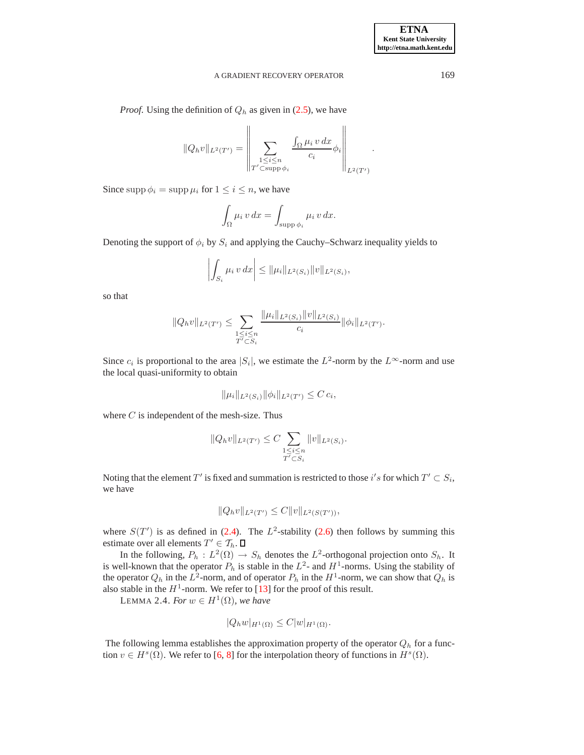*Proof.* Using the definition of $Q_h$ as given in (2.5), we have

$$\|Q_h v\|_{L^2(T')} = \left\| \sum_{\substack{1 \le i \le n \\ T' \subset \operatorname{supp} \phi_i}} \frac{\int_\Omega \mu_i \, v \, dx}{c_i} \phi_i \right\|_{L^2(T')}.$$

Since $\operatorname{supp} \phi_i = \operatorname{supp} \mu_i$ for $1 \le i \le n$, we have

$$\int_\Omega \mu_i \, v \, dx = \int_{\operatorname{supp} \phi_i} \mu_i \, v \, dx.$$

Denoting the support of $\phi_i$ by $S_i$ and applying the Cauchy–Schwarz inequality yields to

$$\left| \int_{S_i} \mu_i \, v \, dx \right| \le \|\mu_i\|_{L^2(S_i)} \|v\|_{L^2(S_i)},$$

so that

$$\|Q_h v\|_{L^2(T')} \le \sum_{\substack{1 \le i \le n \\ T' \subset S_i}} \frac{\|\mu_i\|_{L^2(S_i)} \|v\|_{L^2(S_i)}}{c_i} \|\phi_i\|_{L^2(T')}.$$

Since $c_i$ is proportional to the area $|S_i|$, we estimate the $L^2$-norm by the $L^\infty$-norm and use the local quasi-uniformity to obtain

$$\|\mu_i\|_{L^2(S_i)} \|\phi_i\|_{L^2(T')} \le C \, c_i,$$

where $C$ is independent of the mesh-size. Thus

$$\|Q_h v\|_{L^2(T')} \le C \sum_{\substack{1 \le i \le n \\ T' \subset S_i}} \|v\|_{L^2(S_i)}.$$

Noting that the element $T'$ is fixed and summation is restricted to those $i's$ for which $T' \subset S_i$, we have

$$\|Q_h v\|_{L^2(T')} \le C \|v\|_{L^2(S(T'))},$$

where $S(T')$ is as defined in (2.4). The $L^2$-stability (2.6) then follows by summing this estimate over all elements $T' \in \mathcal{T}_h$. ∎

In the following, $P_h : L^2(\Omega) \to S_h$ denotes the $L^2$-orthogonal projection onto $S_h$. It is well-known that the operator $P_h$ is stable in the $L^2$- and $H^1$-norms. Using the stability of the operator $Q_h$ in the $L^2$-norm, and of operator $P_h$ in the $H^1$-norm, we can show that $Q_h$ is also stable in the $H^1$-norm. We refer to [13] for the proof of this result.

LEMMA 2.4. *For $w \in H^1(\Omega)$, we have*

$$|Q_h w|_{H^1(\Omega)} \le C |w|_{H^1(\Omega)}.$$

The following lemma establishes the approximation property of the operator $Q_h$ for a function $v \in H^s(\Omega)$. We refer to [6, 8] for the interpolation theory of functions in $H^s(\Omega)$.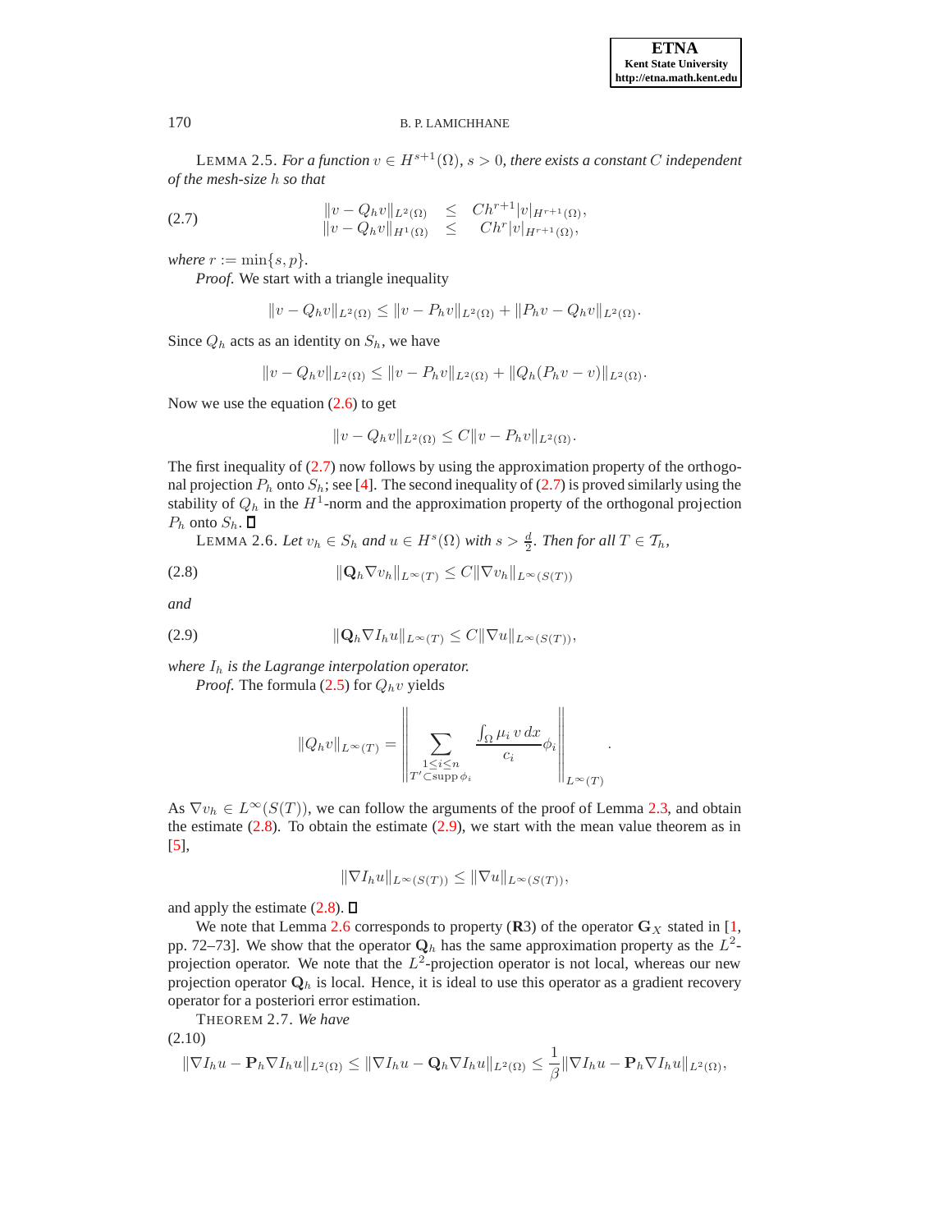LEMMA 2.5. *For a function $v \in H^{s+1}(\Omega)$, $s > 0$, there exists a constant $C$ independent of the mesh-size $h$ so that*

$$
\begin{aligned}
\|v - Q_h v\|_{L^2(\Omega)} &\leq Ch^{r+1}|v|_{H^{r+1}(\Omega)}, \\
\|v - Q_h v\|_{H^1(\Omega)} &\leq Ch^{r}|v|_{H^{r+1}(\Omega)},
\end{aligned}
\tag{2.7}
$$

*where $r := \min\{s, p\}$.*

*Proof.* We start with a triangle inequality

$$
\|v - Q_h v\|_{L^2(\Omega)} \leq \|v - P_h v\|_{L^2(\Omega)} + \|P_h v - Q_h v\|_{L^2(\Omega)}.
$$

Since $Q_h$ acts as an identity on $S_h$, we have

$$
\|v - Q_h v\|_{L^2(\Omega)} \leq \|v - P_h v\|_{L^2(\Omega)} + \|Q_h(P_h v - v)\|_{L^2(\Omega)}.
$$

Now we use the equation (2.6) to get

$$
\|v - Q_h v\|_{L^2(\Omega)} \leq C\|v - P_h v\|_{L^2(\Omega)}.
$$

The first inequality of (2.7) now follows by using the approximation property of the orthogonal projection $P_h$ onto $S_h$; see [4]. The second inequality of (2.7) is proved similarly using the stability of $Q_h$ in the $H^1$-norm and the approximation property of the orthogonal projection $P_h$ onto $S_h$. $\square$

LEMMA 2.6. *Let $v_h \in S_h$ and $u \in H^s(\Omega)$ with $s > \frac{d}{2}$. Then for all $T \in \mathcal{T}_h$,*

$$
\|\mathbf{Q}_h \nabla v_h\|_{L^\infty(T)} \leq C\|\nabla v_h\|_{L^\infty(S(T))}
\tag{2.8}
$$

*and*

$$
\|\mathbf{Q}_h \nabla I_h u\|_{L^\infty(T)} \leq C\|\nabla u\|_{L^\infty(S(T))},
\tag{2.9}
$$

*where $I_h$ is the Lagrange interpolation operator.*

*Proof.* The formula (2.5) for $Q_h v$ yields

$$
\|Q_h v\|_{L^\infty(T)} = \left\| \sum_{\substack{1 \leq i \leq n \\ T' \subset \operatorname{supp} \phi_i}} \frac{\int_\Omega \mu_i \, v \, dx}{c_i} \phi_i \right\|_{L^\infty(T)}.
$$

As $\nabla v_h \in L^\infty(S(T))$, we can follow the arguments of the proof of Lemma 2.3, and obtain the estimate (2.8). To obtain the estimate (2.9), we start with the mean value theorem as in [5],

$$
\|\nabla I_h u\|_{L^\infty(S(T))} \leq \|\nabla u\|_{L^\infty(S(T))},
$$

and apply the estimate (2.8). $\square$

We note that Lemma 2.6 corresponds to property (**R**3) of the operator $\mathbf{G}_X$ stated in [1, pp. 72–73]. We show that the operator $\mathbf{Q}_h$ has the same approximation property as the $L^2$-projection operator. We note that the $L^2$-projection operator is not local, whereas our new projection operator $\mathbf{Q}_h$ is local. Hence, it is ideal to use this operator as a gradient recovery operator for a posteriori error estimation.

THEOREM 2.7. *We have*

$$
\|\nabla I_h u - \mathbf{P}_h \nabla I_h u\|_{L^2(\Omega)} \leq \|\nabla I_h u - \mathbf{Q}_h \nabla I_h u\|_{L^2(\Omega)} \leq \frac{1}{\beta}\|\nabla I_h u - \mathbf{P}_h \nabla I_h u\|_{L^2(\Omega)},
\tag{2.10}
$$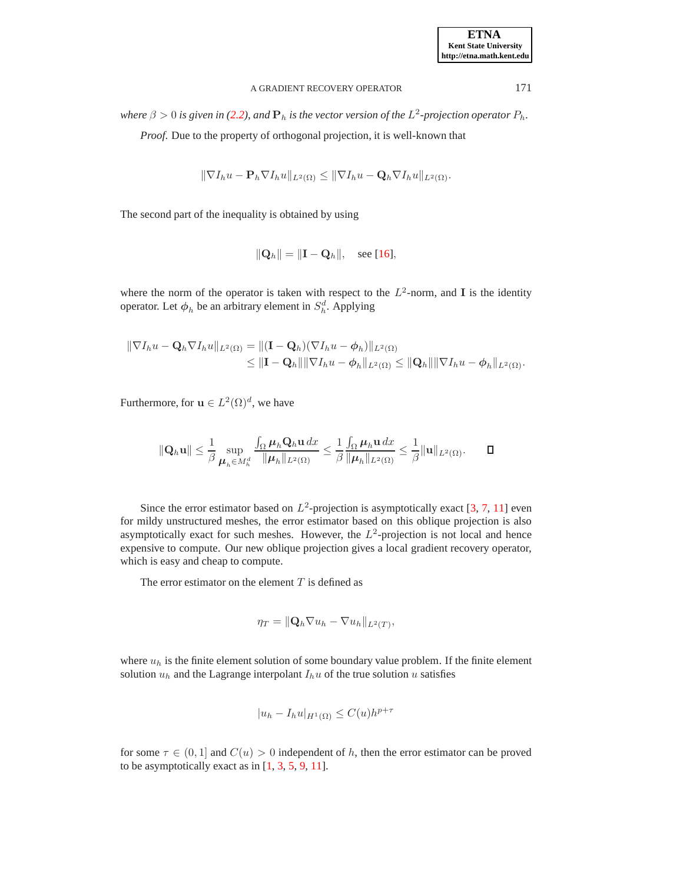*where $\beta > 0$ is given in (2.2), and $\mathbf{P}_h$ is the vector version of the $L^2$-projection operator $P_h$.*

*Proof.* Due to the property of orthogonal projection, it is well-known that

$$\|\nabla I_h u - \mathbf{P}_h \nabla I_h u\|_{L^2(\Omega)} \leq \|\nabla I_h u - \mathbf{Q}_h \nabla I_h u\|_{L^2(\Omega)}.$$

The second part of the inequality is obtained by using

$$\|\mathbf{Q}_h\| = \|\mathbf{I} - \mathbf{Q}_h\|, \quad \text{see [16]},$$

where the norm of the operator is taken with respect to the $L^2$-norm, and $\mathbf{I}$ is the identity operator. Let $\phi_h$ be an arbitrary element in $S_h^d$. Applying

$$\begin{aligned}
\|\nabla I_h u - \mathbf{Q}_h \nabla I_h u\|_{L^2(\Omega)} &= \|(\mathbf{I} - \mathbf{Q}_h)(\nabla I_h u - \boldsymbol{\phi}_h)\|_{L^2(\Omega)} \\
&\leq \|\mathbf{I} - \mathbf{Q}_h\| \|\nabla I_h u - \boldsymbol{\phi}_h\|_{L^2(\Omega)} \leq \|\mathbf{Q}_h\| \|\nabla I_h u - \boldsymbol{\phi}_h\|_{L^2(\Omega)}.
\end{aligned}$$

Furthermore, for $\mathbf{u} \in L^2(\Omega)^d$, we have

$$\|\mathbf{Q}_h \mathbf{u}\| \leq \frac{1}{\beta} \sup_{\boldsymbol{\mu}_h \in M_h^d} \frac{\int_\Omega \boldsymbol{\mu}_h \mathbf{Q}_h \mathbf{u} \, dx}{\|\boldsymbol{\mu}_h\|_{L^2(\Omega)}} \leq \frac{1}{\beta} \frac{\int_\Omega \boldsymbol{\mu}_h \mathbf{u} \, dx}{\|\boldsymbol{\mu}_h\|_{L^2(\Omega)}} \leq \frac{1}{\beta} \|\mathbf{u}\|_{L^2(\Omega)}. \qquad \square$$

Since the error estimator based on $L^2$-projection is asymptotically exact [3, 7, 11] even for mildy unstructured meshes, the error estimator based on this oblique projection is also asymptotically exact for such meshes. However, the $L^2$-projection is not local and hence expensive to compute. Our new oblique projection gives a local gradient recovery operator, which is easy and cheap to compute.

The error estimator on the element $T$ is defined as

$$\eta_T = \|\mathbf{Q}_h \nabla u_h - \nabla u_h\|_{L^2(T)},$$

where $u_h$ is the finite element solution of some boundary value problem. If the finite element solution $u_h$ and the Lagrange interpolant $I_h u$ of the true solution $u$ satisfies

$$|u_h - I_h u|_{H^1(\Omega)} \leq C(u) h^{p+\tau}$$

for some $\tau \in (0, 1]$ and $C(u) > 0$ independent of $h$, then the error estimator can be proved to be asymptotically exact as in [1, 3, 5, 9, 11].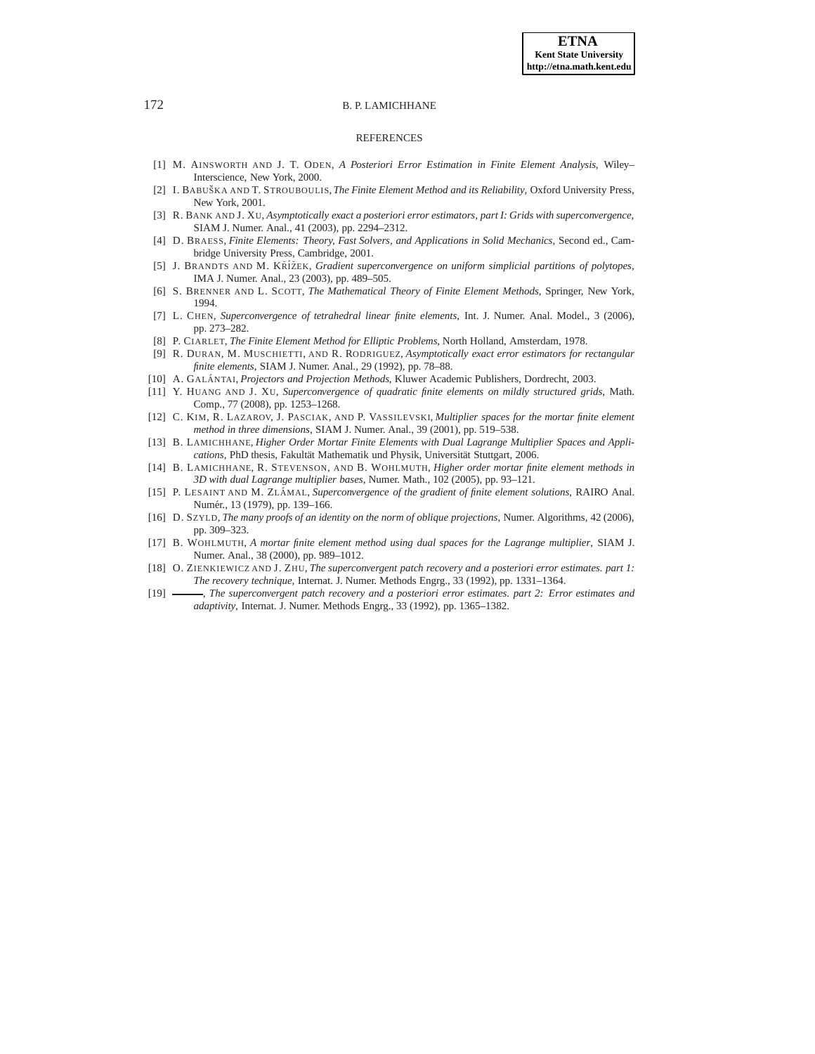## REFERENCES

[1] M. AINSWORTH AND J. T. ODEN, *A Posteriori Error Estimation in Finite Element Analysis*, Wiley–Interscience, New York, 2000.

[2] I. BABUŠKA AND T. STROUBOULIS, *The Finite Element Method and its Reliability*, Oxford University Press, New York, 2001.

[3] R. BANK AND J. XU, *Asymptotically exact a posteriori error estimators, part I: Grids with superconvergence*, SIAM J. Numer. Anal., 41 (2003), pp. 2294–2312.

[4] D. BRAESS, *Finite Elements: Theory, Fast Solvers, and Applications in Solid Mechanics*, Second ed., Cambridge University Press, Cambridge, 2001.

[5] J. BRANDTS AND M. KŘÍŽEK, *Gradient superconvergence on uniform simplicial partitions of polytopes*, IMA J. Numer. Anal., 23 (2003), pp. 489–505.

[6] S. BRENNER AND L. SCOTT, *The Mathematical Theory of Finite Element Methods*, Springer, New York, 1994.

[7] L. CHEN, *Superconvergence of tetrahedral linear finite elements*, Int. J. Numer. Anal. Model., 3 (2006), pp. 273–282.

[8] P. CIARLET, *The Finite Element Method for Elliptic Problems*, North Holland, Amsterdam, 1978.

[9] R. DURAN, M. MUSCHIETTI, AND R. RODRIGUEZ, *Asymptotically exact error estimators for rectangular finite elements*, SIAM J. Numer. Anal., 29 (1992), pp. 78–88.

[10] A. GALÁNTAI, *Projectors and Projection Methods*, Kluwer Academic Publishers, Dordrecht, 2003.

[11] Y. HUANG AND J. XU, *Superconvergence of quadratic finite elements on mildly structured grids*, Math. Comp., 77 (2008), pp. 1253–1268.

[12] C. KIM, R. LAZAROV, J. PASCIAK, AND P. VASSILEVSKI, *Multiplier spaces for the mortar finite element method in three dimensions*, SIAM J. Numer. Anal., 39 (2001), pp. 519–538.

[13] B. LAMICHHANE, *Higher Order Mortar Finite Elements with Dual Lagrange Multiplier Spaces and Applications*, PhD thesis, Fakultät Mathematik und Physik, Universität Stuttgart, 2006.

[14] B. LAMICHHANE, R. STEVENSON, AND B. WOHLMUTH, *Higher order mortar finite element methods in 3D with dual Lagrange multiplier bases*, Numer. Math., 102 (2005), pp. 93–121.

[15] P. LESAINT AND M. ZLÁMAL, *Superconvergence of the gradient of finite element solutions*, RAIRO Anal. Numér., 13 (1979), pp. 139–166.

[16] D. SZYLD, *The many proofs of an identity on the norm of oblique projections*, Numer. Algorithms, 42 (2006), pp. 309–323.

[17] B. WOHLMUTH, *A mortar finite element method using dual spaces for the Lagrange multiplier*, SIAM J. Numer. Anal., 38 (2000), pp. 989–1012.

[18] O. ZIENKIEWICZ AND J. ZHU, *The superconvergent patch recovery and a posteriori error estimates. part 1: The recovery technique*, Internat. J. Numer. Methods Engrg., 33 (1992), pp. 1331–1364.

[19] ———, *The superconvergent patch recovery and a posteriori error estimates. part 2: Error estimates and adaptivity*, Internat. J. Numer. Methods Engrg., 33 (1992), pp. 1365–1382.